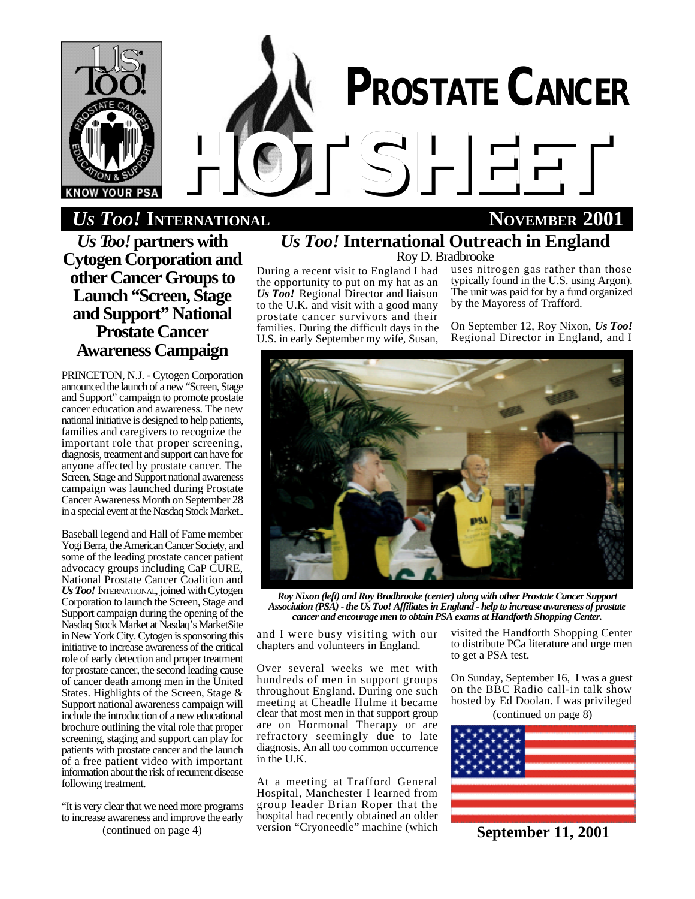# PROSTATE CANCER HOTSHEET

*Us Too!* INTERNATIONAL — NOVEMBER 2001

## *Us Too!* partners with Cytogen Corporation and other Cancer Groups to Launch "Screen, Stage and Support" National Prostate Cancer Awareness Campaign

PRINCETON, N.J. - Cytogen Corporation announced the launch of a new "Screen, Stage and Support" campaign to promote prostate cancer education and awareness. The new national initiative is designed to help patients, families and caregivers to recognize the important role that proper screening, diagnosis, treatment and support can have for anyone affected by prostate cancer. The Screen, Stage and Support national awareness campaign was launched during Prostate Cancer Awareness Month on September 28 in a special event at the Nasdaq Stock Market..

Baseball legend and Hall of Fame member Yogi Berra, the American Cancer Society, and some of the leading prostate cancer patient advocacy groups including CaP CURE, National Prostate Cancer Coalition and ***Us Too!*** INTERNATIONAL, joined with Cytogen Corporation to launch the Screen, Stage and Support campaign during the opening of the Nasdaq Stock Market at Nasdaq's MarketSite in New York City. Cytogen is sponsoring this initiative to increase awareness of the critical role of early detection and proper treatment for prostate cancer, the second leading cause of cancer death among men in the United States. Highlights of the Screen, Stage & Support national awareness campaign will include the introduction of a new educational brochure outlining the vital role that proper screening, staging and support can play for patients with prostate cancer and the launch of a free patient video with important information about the risk of recurrent disease following treatment.

"It is very clear that we need more programs to increase awareness and improve the early

(continued on page 4)

## *Us Too!* International Outreach in England

Roy D. Bradbrooke

During a recent visit to England I had the opportunity to put on my hat as an ***Us Too!*** Regional Director and liaison to the U.K. and visit with a good many prostate cancer survivors and their families. During the difficult days in the U.S. in early September my wife, Susan, and I were busy visiting with our chapters and volunteers in England.

Over several weeks we met with hundreds of men in support groups throughout England. During one such meeting at Cheadle Hulme it became clear that most men in that support group are on Hormonal Therapy or are refractory seemingly due to late diagnosis. An all too common occurrence in the U.K.

At a meeting at Trafford General Hospital, Manchester I learned from group leader Brian Roper that the hospital had recently obtained an older version "Cryoneedle" machine (which uses nitrogen gas rather than those typically found in the U.S. using Argon). The unit was paid for by a fund organized by the Mayoress of Trafford.

On September 12, Roy Nixon, ***Us Too!*** Regional Director in England, and I visited the Handforth Shopping Center to distribute PCa literature and urge men to get a PSA test.

***Roy Nixon (left) and Roy Bradbrooke (center) along with other Prostate Cancer Support Association (PSA) - the Us Too! Affiliates in England - help to increase awareness of prostate cancer and encourage men to obtain PSA exams at Handforth Shopping Center.***

On Sunday, September 16, I was a guest on the BBC Radio call-in talk show hosted by Ed Doolan. I was privileged

(continued on page 8)

**September 11, 2001**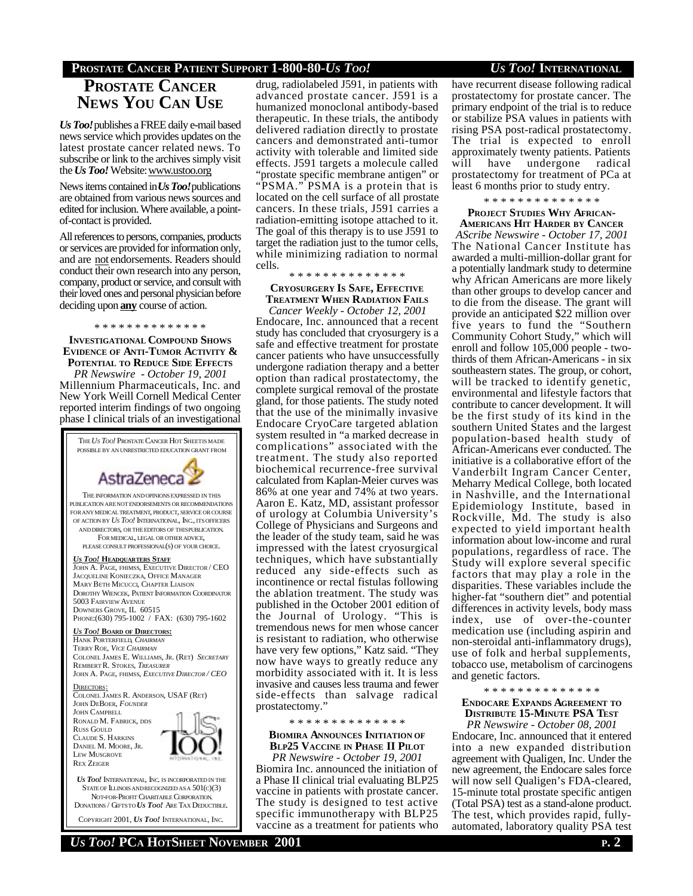# PROSTATE CANCER NEWS YOU CAN USE

***Us Too!*** publishes a FREE daily e-mail based news service which provides updates on the latest prostate cancer related news. To subscribe or link to the archives simply visit the ***Us Too!*** Website: www.ustoo.org

News items contained in ***Us Too!*** publications are obtained from various news sources and edited for inclusion. Where available, a point-of-contact is provided.

All references to persons, companies, products or services are provided for information only, and are not endorsements. Readers should conduct their own research into any person, company, product or service, and consult with their loved ones and personal physician before deciding upon **any** course of action.

\* \* \* \* \* \* \* \* \* \* \* \* \* \*

### INVESTIGATIONAL COMPOUND SHOWS EVIDENCE OF ANTI-TUMOR ACTIVITY & POTENTIAL TO REDUCE SIDE EFFECTS

*PR Newswire - October 19, 2001*

Millennium Pharmaceuticals, Inc. and New York Weill Cornell Medical Center reported interim findings of two ongoing phase I clinical trials of an investigational drug, radiolabeled J591, in patients with advanced prostate cancer. J591 is a humanized monoclonal antibody-based therapeutic. In these trials, the antibody delivered radiation directly to prostate cancers and demonstrated anti-tumor activity with tolerable and limited side effects. J591 targets a molecule called "prostate specific membrane antigen" or "PSMA." PSMA is a protein that is located on the cell surface of all prostate cancers. In these trials, J591 carries a radiation-emitting isotope attached to it. The goal of this therapy is to use J591 to target the radiation just to the tumor cells, while minimizing radiation to normal cells.

\* \* \* \* \* \* \* \* \* \* \* \* \* \*

### CRYOSURGERY IS SAFE, EFFECTIVE TREATMENT WHEN RADIATION FAILS

*Cancer Weekly - October 12, 2001*

Endocare, Inc. announced that a recent study has concluded that cryosurgery is a safe and effective treatment for prostate cancer patients who have unsuccessfully undergone radiation therapy and a better option than radical prostatectomy, the complete surgical removal of the prostate gland, for those patients. The study noted that the use of the minimally invasive Endocare CryoCare targeted ablation system resulted in "a marked decrease in complications" associated with the treatment. The study also reported biochemical recurrence-free survival calculated from Kaplan-Meier curves was 86% at one year and 74% at two years. Aaron E. Katz, MD, assistant professor of urology at Columbia University's College of Physicians and Surgeons and the leader of the study team, said he was impressed with the latest cryosurgical techniques, which have substantially reduced any side-effects such as incontinence or rectal fistulas following the ablation treatment. The study was published in the October 2001 edition of the Journal of Urology. "This is tremendous news for men whose cancer is resistant to radiation, who otherwise have very few options," Katz said. "They now have ways to greatly reduce any morbidity associated with it. It is less invasive and causes less trauma and fewer side-effects than salvage radical prostatectomy."

\* \* \* \* \* \* \* \* \* \* \* \* \* \*

### BIOMIRA ANNOUNCES INITIATION OF BLP25 VACCINE IN PHASE II PILOT

*PR Newswire - October 19, 2001*

Biomira Inc. announced the initiation of a Phase II clinical trial evaluating BLP25 vaccine in patients with prostate cancer. The study is designed to test active specific immunotherapy with BLP25 vaccine as a treatment for patients who have recurrent disease following radical prostatectomy for prostate cancer. The primary endpoint of the trial is to reduce or stabilize PSA values in patients with rising PSA post-radical prostatectomy. The trial is expected to enroll approximately twenty patients. Patients will have undergone radical prostatectomy for treatment of PCa at least 6 months prior to study entry.

\* \* \* \* \* \* \* \* \* \* \* \* \* \*

### PROJECT STUDIES WHY AFRICAN-AMERICANS HIT HARDER BY CANCER

*AScribe Newswire - October 17, 2001*

The National Cancer Institute has awarded a multi-million-dollar grant for a potentially landmark study to determine why African Americans are more likely than other groups to develop cancer and to die from the disease. The grant will provide an anticipated $22 million over five years to fund the "Southern Community Cohort Study," which will enroll and follow 105,000 people - two-thirds of them African-Americans - in six southeastern states. The group, or cohort, will be tracked to identify genetic, environmental and lifestyle factors that contribute to cancer development. It will be the first study of its kind in the southern United States and the largest population-based health study of African-Americans ever conducted. The initiative is a collaborative effort of the Vanderbilt Ingram Cancer Center, Meharry Medical College, both located in Nashville, and the International Epidemiology Institute, based in Rockville, Md. The study is also expected to yield important health information about low-income and rural populations, regardless of race. The Study will explore several specific factors that may play a role in the disparities. These variables include the higher-fat "southern diet" and potential differences in activity levels, body mass index, use of over-the-counter medication use (including aspirin and non-steroidal anti-inflammatory drugs), use of folk and herbal supplements, tobacco use, metabolism of carcinogens and genetic factors.

\* \* \* \* \* \* \* \* \* \* \* \* \* \*

### ENDOCARE EXPANDS AGREEMENT TO DISTRIBUTE 15-MINUTE PSA TEST

*PR Newswire - October 08, 2001*

Endocare, Inc. announced that it entered into a new expanded distribution agreement with Qualigen, Inc. Under the new agreement, the Endocare sales force will now sell Qualigen's FDA-cleared, 15-minute total prostate specific antigen (Total PSA) test as a stand-alone product. The test, which provides rapid, fully-automated, laboratory quality PSA test

---

THE *US TOO!* PROSTATE CANCER HOT SHEET IS MADE POSSIBLE BY AN UNRESTRICTED EDUCATION GRANT FROM

AstraZeneca

THE INFORMATION AND OPINIONS EXPRESSED IN THIS PUBLICATION ARE NOT ENDORSEMENTS OR RECOMMENDATIONS FOR ANY MEDICAL TREATMENT, PRODUCT, SERVICE OR COURSE OF ACTION BY *US TOO!* INTERNATIONAL, INC., ITS OFFICERS AND DIRECTORS, OR THE EDITORS OF THIS PUBLICATION. FOR MEDICAL, LEGAL OR OTHER ADVICE, PLEASE CONSULT PROFESSIONAL(S) OF YOUR CHOICE.

**_US TOO!_ HEADQUARTERS STAFF**

JOHN A. PAGE, FHIMSS, EXECUTIVE DIRECTOR / CEO
JACQUELINE KONIECZKA, OFFICE MANAGER
MARY BETH MICUCCI, CHAPTER LIAISON
DOROTHY WIENCEK, PATIENT INFORMATION COORDINATOR
5003 FAIRVIEW AVENUE
DOWNERS GROVE, IL 60515
PHONE:(630) 795-1002 / FAX: (630) 795-1602

**_US TOO!_ BOARD OF DIRECTORS:**

HANK PORTERFIELD, *CHAIRMAN*
TERRY ROE, *VICE CHAIRMAN*
COLONEL JAMES E. WILLIAMS, JR. (RET) *SECRETARY*
REMBERT R. STOKES, *TREASURER*
JOHN A. PAGE, FHIMSS, *EXECUTIVE DIRECTOR / CEO*

DIRECTORS:

COLONEL JAMES R. ANDERSON, USAF (RET)
JOHN DEBOER, *FOUNDER*
JOHN CAMPBELL
RONALD M. FABRICK, DDS
RUSS GOULD
CLAUDE S. HARKINS
DANIEL M. MOORE, JR.
LEW MUSGROVE
REX ZEIGER

*US TOO!* INTERNATIONAL, INC. IS INCORPORATED IN THE STATE OF ILLINOIS AND RECOGNIZED AS A 501(C)(3) NOT-FOR-PROFIT CHARITABLE CORPORATION. DONATIONS / GIFTS TO *US TOO!* ARE TAX DEDUCTIBLE.

COPYRIGHT 2001, *US TOO!* INTERNATIONAL, INC.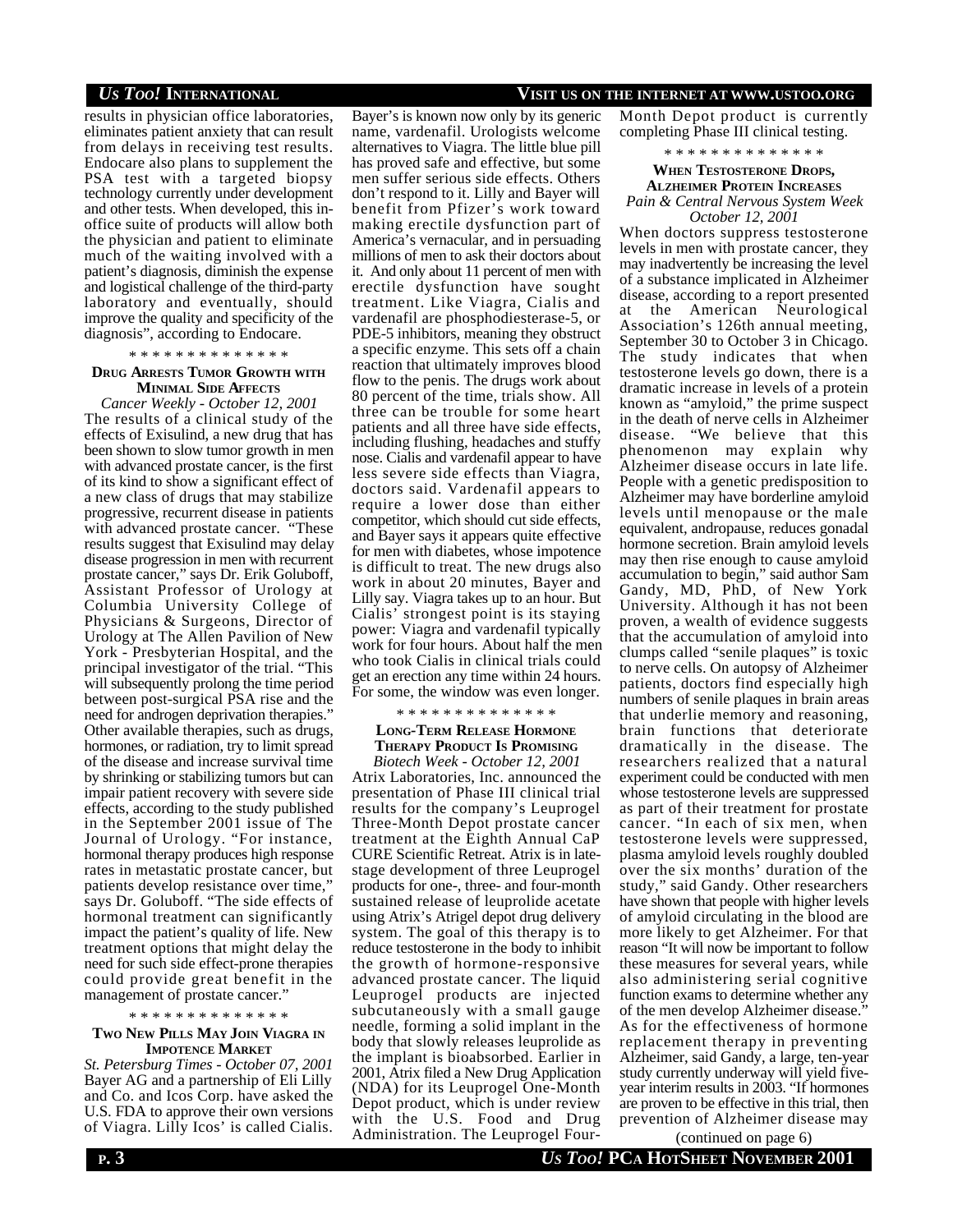results in physician office laboratories, eliminates patient anxiety that can result from delays in receiving test results. Endocare also plans to supplement the PSA test with a targeted biopsy technology currently under development and other tests. When developed, this in-office suite of products will allow both the physician and patient to eliminate much of the waiting involved with a patient's diagnosis, diminish the expense and logistical challenge of the third-party laboratory and eventually, should improve the quality and specificity of the diagnosis", according to Endocare.

* * * * * * * * * * * * * *

### Drug Arrests Tumor Growth with Minimal Side Affects

*Cancer Weekly - October 12, 2001*

The results of a clinical study of the effects of Exisulind, a new drug that has been shown to slow tumor growth in men with advanced prostate cancer, is the first of its kind to show a significant effect of a new class of drugs that may stabilize progressive, recurrent disease in patients with advanced prostate cancer. "These results suggest that Exisulind may delay disease progression in men with recurrent prostate cancer," says Dr. Erik Goluboff, Assistant Professor of Urology at Columbia University College of Physicians & Surgeons, Director of Urology at The Allen Pavilion of New York - Presbyterian Hospital, and the principal investigator of the trial. "This will subsequently prolong the time period between post-surgical PSA rise and the need for androgen deprivation therapies." Other available therapies, such as drugs, hormones, or radiation, try to limit spread of the disease and increase survival time by shrinking or stabilizing tumors but can impair patient recovery with severe side effects, according to the study published in the September 2001 issue of The Journal of Urology. "For instance, hormonal therapy produces high response rates in metastatic prostate cancer, but patients develop resistance over time," says Dr. Goluboff. "The side effects of hormonal treatment can significantly impact the patient's quality of life. New treatment options that might delay the need for such side effect-prone therapies could provide great benefit in the management of prostate cancer."

* * * * * * * * * * * * * *

### Two New Pills May Join Viagra in Impotence Market

*St. Petersburg Times - October 07, 2001*

Bayer AG and a partnership of Eli Lilly and Co. and Icos Corp. have asked the U.S. FDA to approve their own versions of Viagra. Lilly Icos' is called Cialis. Bayer's is known now only by its generic name, vardenafil. Urologists welcome alternatives to Viagra. The little blue pill has proved safe and effective, but some men suffer serious side effects. Others don't respond to it. Lilly and Bayer will benefit from Pfizer's work toward making erectile dysfunction part of America's vernacular, and in persuading millions of men to ask their doctors about it. And only about 11 percent of men with erectile dysfunction have sought treatment. Like Viagra, Cialis and vardenafil are phosphodiesterase-5, or PDE-5 inhibitors, meaning they obstruct a specific enzyme. This sets off a chain reaction that ultimately improves blood flow to the penis. The drugs work about 80 percent of the time, trials show. All three can be trouble for some heart patients and all three have side effects, including flushing, headaches and stuffy nose. Cialis and vardenafil appear to have less severe side effects than Viagra, doctors said. Vardenafil appears to require a lower dose than either competitor, which should cut side effects, and Bayer says it appears quite effective for men with diabetes, whose impotence is difficult to treat. The new drugs also work in about 20 minutes, Bayer and Lilly say. Viagra takes up to an hour. But Cialis' strongest point is its staying power: Viagra and vardenafil typically work for four hours. About half the men who took Cialis in clinical trials could get an erection any time within 24 hours. For some, the window was even longer.

* * * * * * * * * * * * * *

### Long-Term Release Hormone Therapy Product Is Promising

*Biotech Week - October 12, 2001*

Atrix Laboratories, Inc. announced the presentation of Phase III clinical trial results for the company's Leuprogel Three-Month Depot prostate cancer treatment at the Eighth Annual CaP CURE Scientific Retreat. Atrix is in late-stage development of three Leuprogel products for one-, three- and four-month sustained release of leuprolide acetate using Atrix's Atrigel depot drug delivery system. The goal of this therapy is to reduce testosterone in the body to inhibit the growth of hormone-responsive advanced prostate cancer. The liquid Leuprogel products are injected subcutaneously with a small gauge needle, forming a solid implant in the body that slowly releases leuprolide as the implant is bioabsorbed. Earlier in 2001, Atrix filed a New Drug Application (NDA) for its Leuprogel One-Month Depot product, which is under review with the U.S. Food and Drug Administration. The Leuprogel Four-Month Depot product is currently completing Phase III clinical testing.

* * * * * * * * * * * * * *

### When Testosterone Drops, Alzheimer Protein Increases

*Pain & Central Nervous System Week October 12, 2001*

When doctors suppress testosterone levels in men with prostate cancer, they may inadvertently be increasing the level of a substance implicated in Alzheimer disease, according to a report presented at the American Neurological Association's 126th annual meeting, September 30 to October 3 in Chicago. The study indicates that when testosterone levels go down, there is a dramatic increase in levels of a protein known as "amyloid," the prime suspect in the death of nerve cells in Alzheimer disease. "We believe that this phenomenon may explain why Alzheimer disease occurs in late life. People with a genetic predisposition to Alzheimer may have borderline amyloid levels until menopause or the male equivalent, andropause, reduces gonadal hormone secretion. Brain amyloid levels may then rise enough to cause amyloid accumulation to begin," said author Sam Gandy, MD, PhD, of New York University. Although it has not been proven, a wealth of evidence suggests that the accumulation of amyloid into clumps called "senile plaques" is toxic to nerve cells. On autopsy of Alzheimer patients, doctors find especially high numbers of senile plaques in brain areas that underlie memory and reasoning, brain functions that deteriorate dramatically in the disease. The researchers realized that a natural experiment could be conducted with men whose testosterone levels are suppressed as part of their treatment for prostate cancer. "In each of six men, when testosterone levels were suppressed, plasma amyloid levels roughly doubled over the six months' duration of the study," said Gandy. Other researchers have shown that people with higher levels of amyloid circulating in the blood are more likely to get Alzheimer. For that reason "It will now be important to follow these measures for several years, while also administering serial cognitive function exams to determine whether any of the men develop Alzheimer disease." As for the effectiveness of hormone replacement therapy in preventing Alzheimer, said Gandy, a large, ten-year study currently underway will yield five-year interim results in 2003. "If hormones are proven to be effective in this trial, then prevention of Alzheimer disease may

(continued on page 6)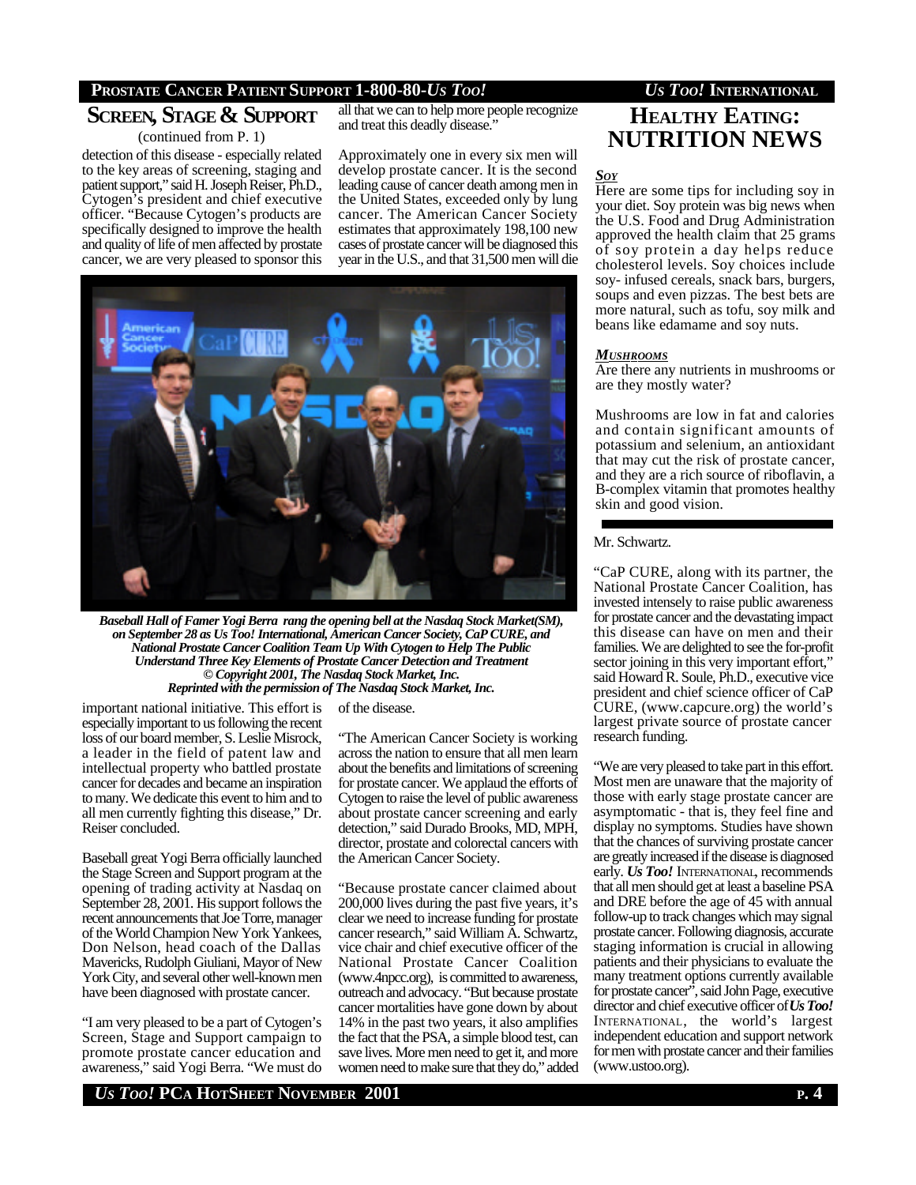## SCREEN, STAGE & SUPPORT

(continued from P. 1)

detection of this disease - especially related to the key areas of screening, staging and patient support," said H. Joseph Reiser, Ph.D., Cytogen's president and chief executive officer. "Because Cytogen's products are specifically designed to improve the health and quality of life of men affected by prostate cancer, we are very pleased to sponsor this important national initiative. This effort is especially important to us following the recent loss of our board member, S. Leslie Misrock, a leader in the field of patent law and intellectual property who battled prostate cancer for decades and became an inspiration to many. We dedicate this event to him and to all men currently fighting this disease," Dr. Reiser concluded.

Baseball great Yogi Berra officially launched the Stage Screen and Support program at the opening of trading activity at Nasdaq on September 28, 2001. His support follows the recent announcements that Joe Torre, manager of the World Champion New York Yankees, Don Nelson, head coach of the Dallas Mavericks, Rudolph Giuliani, Mayor of New York City, and several other well-known men have been diagnosed with prostate cancer.

"I am very pleased to be a part of Cytogen's Screen, Stage and Support campaign to promote prostate cancer education and awareness," said Yogi Berra. "We must do all that we can to help more people recognize and treat this deadly disease."

Approximately one in every six men will develop prostate cancer. It is the second leading cause of cancer death among men in the United States, exceeded only by lung cancer. The American Cancer Society estimates that approximately 198,100 new cases of prostate cancer will be diagnosed this year in the U.S., and that 31,500 men will die of the disease.

*Baseball Hall of Famer Yogi Berra rang the opening bell at the Nasdaq Stock Market(SM), on September 28 as Us Too! International, American Cancer Society, CaP CURE, and National Prostate Cancer Coalition Team Up With Cytogen to Help The Public Understand Three Key Elements of Prostate Cancer Detection and Treatment © Copyright 2001, The Nasdaq Stock Market, Inc. Reprinted with the permission of The Nasdaq Stock Market, Inc.*

"The American Cancer Society is working across the nation to ensure that all men learn about the benefits and limitations of screening for prostate cancer. We applaud the efforts of Cytogen to raise the level of public awareness about prostate cancer screening and early detection," said Durado Brooks, MD, MPH, director, prostate and colorectal cancers with the American Cancer Society.

"Because prostate cancer claimed about 200,000 lives during the past five years, it's clear we need to increase funding for prostate cancer research," said William A. Schwartz, vice chair and chief executive officer of the National Prostate Cancer Coalition (www.4npcc.org), is committed to awareness, outreach and advocacy. "But because prostate cancer mortalities have gone down by about 14% in the past two years, it also amplifies the fact that the PSA, a simple blood test, can save lives. More men need to get it, and more women need to make sure that they do," added Mr. Schwartz.

"CaP CURE, along with its partner, the National Prostate Cancer Coalition, has invested intensely to raise public awareness for prostate cancer and the devastating impact this disease can have on men and their families. We are delighted to see the for-profit sector joining in this very important effort," said Howard R. Soule, Ph.D., executive vice president and chief science officer of CaP CURE, (www.capcure.org) the world's largest private source of prostate cancer research funding.

"We are very pleased to take part in this effort. Most men are unaware that the majority of those with early stage prostate cancer are asymptomatic - that is, they feel fine and display no symptoms. Studies have shown that the chances of surviving prostate cancer are greatly increased if the disease is diagnosed early. ***Us Too!*** INTERNATIONAL, recommends that all men should get at least a baseline PSA and DRE before the age of 45 with annual follow-up to track changes which may signal prostate cancer. Following diagnosis, accurate staging information is crucial in allowing patients and their physicians to evaluate the many treatment options currently available for prostate cancer", said John Page, executive director and chief executive officer of ***Us Too!*** INTERNATIONAL, the world's largest independent education and support network for men with prostate cancer and their families (www.ustoo.org).

## HEALTHY EATING: NUTRITION NEWS

***SOY***

Here are some tips for including soy in your diet. Soy protein was big news when the U.S. Food and Drug Administration approved the health claim that 25 grams of soy protein a day helps reduce cholesterol levels. Soy choices include soy- infused cereals, snack bars, burgers, soups and even pizzas. The best bets are more natural, such as tofu, soy milk and beans like edamame and soy nuts.

***MUSHROOMS***

Are there any nutrients in mushrooms or are they mostly water?

Mushrooms are low in fat and calories and contain significant amounts of potassium and selenium, an antioxidant that may cut the risk of prostate cancer, and they are a rich source of riboflavin, a B-complex vitamin that promotes healthy skin and good vision.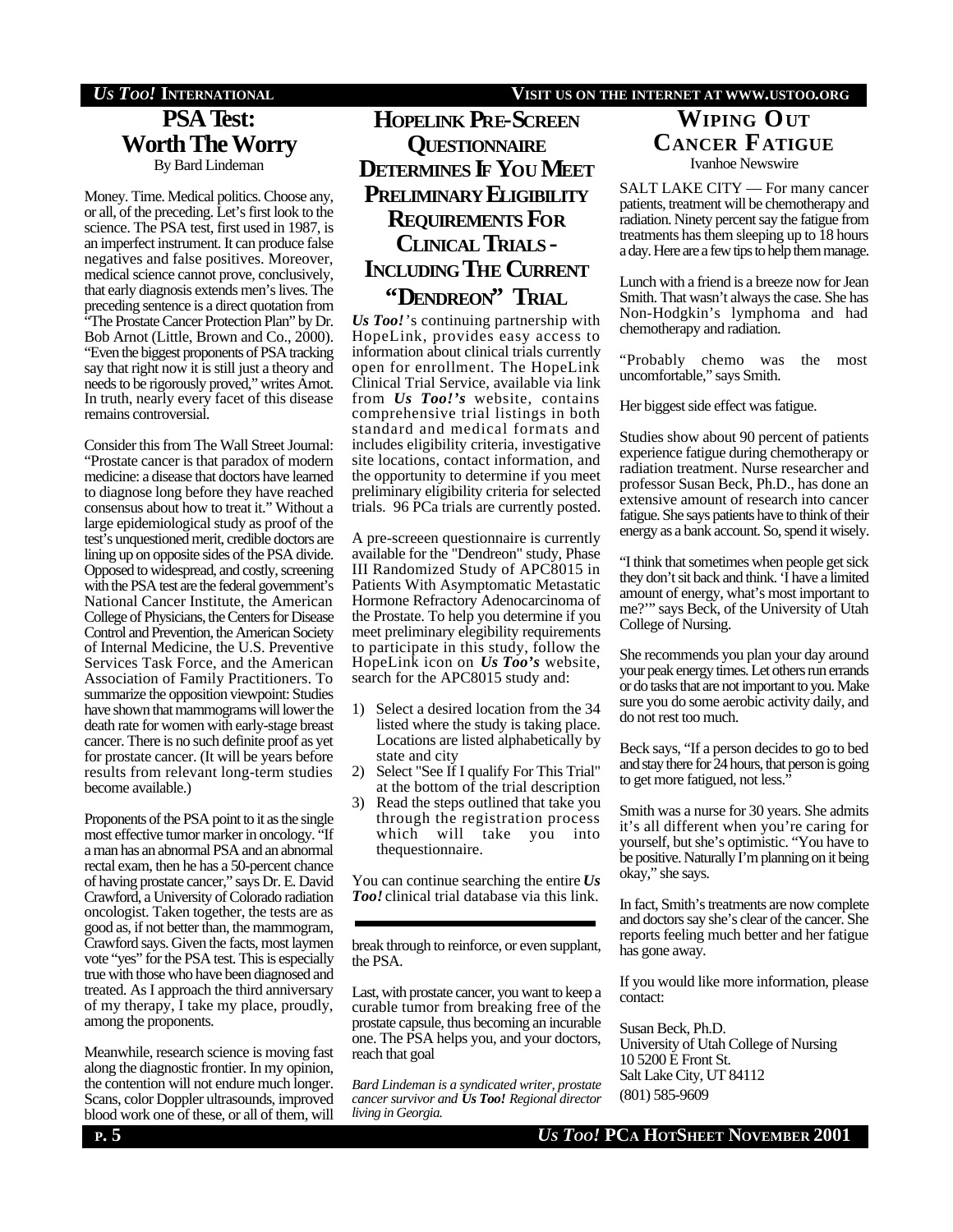# PSA Test: Worth The Worry

By Bard Lindeman

Money. Time. Medical politics. Choose any, or all, of the preceding. Let's first look to the science. The PSA test, first used in 1987, is an imperfect instrument. It can produce false negatives and false positives. Moreover, medical science cannot prove, conclusively, that early diagnosis extends men's lives. The preceding sentence is a direct quotation from "The Prostate Cancer Protection Plan" by Dr. Bob Arnot (Little, Brown and Co., 2000). "Even the biggest proponents of PSA tracking say that right now it is still just a theory and needs to be rigorously proved," writes Arnot. In truth, nearly every facet of this disease remains controversial.

Consider this from The Wall Street Journal: "Prostate cancer is that paradox of modern medicine: a disease that doctors have learned to diagnose long before they have reached consensus about how to treat it." Without a large epidemiological study as proof of the test's unquestioned merit, credible doctors are lining up on opposite sides of the PSA divide. Opposed to widespread, and costly, screening with the PSA test are the federal government's National Cancer Institute, the American College of Physicians, the Centers for Disease Control and Prevention, the American Society of Internal Medicine, the U.S. Preventive Services Task Force, and the American Association of Family Practitioners. To summarize the opposition viewpoint: Studies have shown that mammograms will lower the death rate for women with early-stage breast cancer. There is no such definite proof as yet for prostate cancer. (It will be years before results from relevant long-term studies become available.)

Proponents of the PSA point to it as the single most effective tumor marker in oncology. "If a man has an abnormal PSA and an abnormal rectal exam, then he has a 50-percent chance of having prostate cancer," says Dr. E. David Crawford, a University of Colorado radiation oncologist. Taken together, the tests are as good as, if not better than, the mammogram, Crawford says. Given the facts, most laymen vote "yes" for the PSA test. This is especially true with those who have been diagnosed and treated. As I approach the third anniversary of my therapy, I take my place, proudly, among the proponents.

Meanwhile, research science is moving fast along the diagnostic frontier. In my opinion, the contention will not endure much longer. Scans, color Doppler ultrasounds, improved blood work one of these, or all of them, will break through to reinforce, or even supplant, the PSA.

Last, with prostate cancer, you want to keep a curable tumor from breaking free of the prostate capsule, thus becoming an incurable one. The PSA helps you, and your doctors, reach that goal

*Bard Lindeman is a syndicated writer, prostate cancer survivor and **Us Too!** Regional director living in Georgia.*

# HopeLink Pre-Screen Questionnaire Determines If You Meet Preliminary Eligibility Requirements For Clinical Trials - Including The Current "Dendreon" Trial

***Us Too!***'s continuing partnership with HopeLink, provides easy access to information about clinical trials currently open for enrollment. The HopeLink Clinical Trial Service, available via link from ***Us Too!'s*** website, contains comprehensive trial listings in both standard and medical formats and includes eligibility criteria, investigative site locations, contact information, and the opportunity to determine if you meet preliminary eligibility criteria for selected trials. 96 PCa trials are currently posted.

A pre-screeen questionnaire is currently available for the "Dendreon" study, Phase III Randomized Study of APC8015 in Patients With Asymptomatic Metastatic Hormone Refractory Adenocarcinoma of the Prostate. To help you determine if you meet preliminary elegibility requirements to participate in this study, follow the HopeLink icon on ***Us Too's*** website, search for the APC8015 study and:

1) Select a desired location from the 34 listed where the study is taking place. Locations are listed alphabetically by state and city
2) Select "See If I qualify For This Trial" at the bottom of the trial description
3) Read the steps outlined that take you through the registration process which will take you into thequestionnaire.

You can continue searching the entire ***Us Too!*** clinical trial database via this link.

# Wiping Out Cancer Fatigue

Ivanhoe Newswire

SALT LAKE CITY — For many cancer patients, treatment will be chemotherapy and radiation. Ninety percent say the fatigue from treatments has them sleeping up to 18 hours a day. Here are a few tips to help them manage.

Lunch with a friend is a breeze now for Jean Smith. That wasn't always the case. She has Non-Hodgkin's lymphoma and had chemotherapy and radiation.

"Probably chemo was the most uncomfortable," says Smith.

Her biggest side effect was fatigue.

Studies show about 90 percent of patients experience fatigue during chemotherapy or radiation treatment. Nurse researcher and professor Susan Beck, Ph.D., has done an extensive amount of research into cancer fatigue. She says patients have to think of their energy as a bank account. So, spend it wisely.

"I think that sometimes when people get sick they don't sit back and think. 'I have a limited amount of energy, what's most important to me?'" says Beck, of the University of Utah College of Nursing.

She recommends you plan your day around your peak energy times. Let others run errands or do tasks that are not important to you. Make sure you do some aerobic activity daily, and do not rest too much.

Beck says, "If a person decides to go to bed and stay there for 24 hours, that person is going to get more fatigued, not less."

Smith was a nurse for 30 years. She admits it's all different when you're caring for yourself, but she's optimistic. "You have to be positive. Naturally I'm planning on it being okay," she says.

In fact, Smith's treatments are now complete and doctors say she's clear of the cancer. She reports feeling much better and her fatigue has gone away.

If you would like more information, please contact:

Susan Beck, Ph.D.
University of Utah College of Nursing
10 5200 E Front St.
Salt Lake City, UT 84112
(801) 585-9609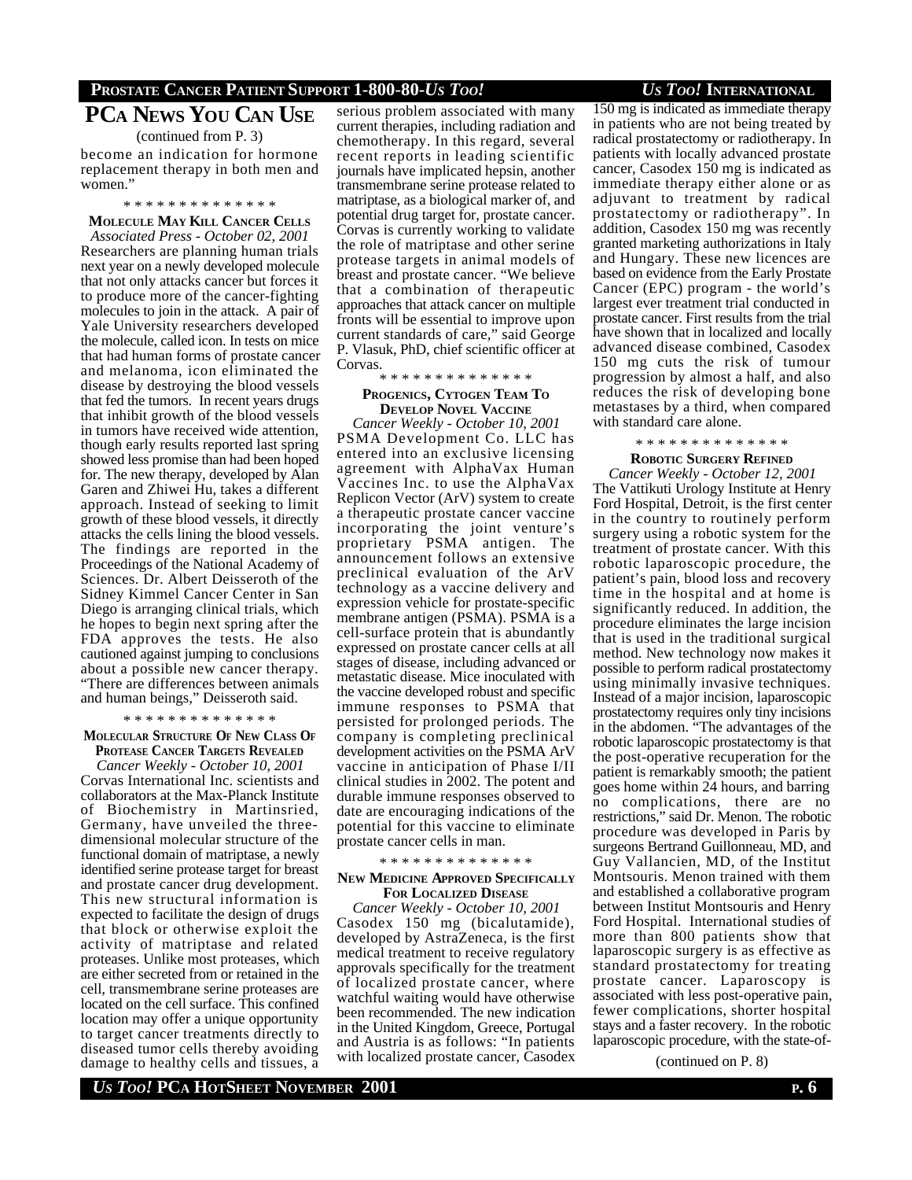## PCa News You Can Use

(continued from P. 3)

become an indication for hormone replacement therapy in both men and women."

* * * * * * * * * * * * * *

### Molecule May Kill Cancer Cells

*Associated Press - October 02, 2001*

Researchers are planning human trials next year on a newly developed molecule that not only attacks cancer but forces it to produce more of the cancer-fighting molecules to join in the attack. A pair of Yale University researchers developed the molecule, called icon. In tests on mice that had human forms of prostate cancer and melanoma, icon eliminated the disease by destroying the blood vessels that fed the tumors. In recent years drugs that inhibit growth of the blood vessels in tumors have received wide attention, though early results reported last spring showed less promise than had been hoped for. The new therapy, developed by Alan Garen and Zhiwei Hu, takes a different approach. Instead of seeking to limit growth of these blood vessels, it directly attacks the cells lining the blood vessels. The findings are reported in the Proceedings of the National Academy of Sciences. Dr. Albert Deisseroth of the Sidney Kimmel Cancer Center in San Diego is arranging clinical trials, which he hopes to begin next spring after the FDA approves the tests. He also cautioned against jumping to conclusions about a possible new cancer therapy. "There are differences between animals and human beings," Deisseroth said.

* * * * * * * * * * * * * *

### Molecular Structure Of New Class Of Protease Cancer Targets Revealed

*Cancer Weekly - October 10, 2001*

Corvas International Inc. scientists and collaborators at the Max-Planck Institute of Biochemistry in Martinsried, Germany, have unveiled the three-dimensional molecular structure of the functional domain of matriptase, a newly identified serine protease target for breast and prostate cancer drug development. This new structural information is expected to facilitate the design of drugs that block or otherwise exploit the activity of matriptase and related proteases. Unlike most proteases, which are either secreted from or retained in the cell, transmembrane serine proteases are located on the cell surface. This confined location may offer a unique opportunity to target cancer treatments directly to diseased tumor cells thereby avoiding damage to healthy cells and tissues, a serious problem associated with many current therapies, including radiation and chemotherapy. In this regard, several recent reports in leading scientific journals have implicated hepsin, another transmembrane serine protease related to matriptase, as a biological marker of, and potential drug target for, prostate cancer. Corvas is currently working to validate the role of matriptase and other serine protease targets in animal models of breast and prostate cancer. "We believe that a combination of therapeutic approaches that attack cancer on multiple fronts will be essential to improve upon current standards of care," said George P. Vlasuk, PhD, chief scientific officer at Corvas.

* * * * * * * * * * * * * *

### Progenics, Cytogen Team To Develop Novel Vaccine

*Cancer Weekly - October 10, 2001*

PSMA Development Co. LLC has entered into an exclusive licensing agreement with AlphaVax Human Vaccines Inc. to use the AlphaVax Replicon Vector (ArV) system to create a therapeutic prostate cancer vaccine incorporating the joint venture's proprietary PSMA antigen. The announcement follows an extensive preclinical evaluation of the ArV technology as a vaccine delivery and expression vehicle for prostate-specific membrane antigen (PSMA). PSMA is a cell-surface protein that is abundantly expressed on prostate cancer cells at all stages of disease, including advanced or metastatic disease. Mice inoculated with the vaccine developed robust and specific immune responses to PSMA that persisted for prolonged periods. The company is completing preclinical development activities on the PSMA ArV vaccine in anticipation of Phase I/II clinical studies in 2002. The potent and durable immune responses observed to date are encouraging indications of the potential for this vaccine to eliminate prostate cancer cells in man.

* * * * * * * * * * * * * *

### New Medicine Approved Specifically For Localized Disease

*Cancer Weekly - October 10, 2001*

Casodex 150 mg (bicalutamide), developed by AstraZeneca, is the first medical treatment to receive regulatory approvals specifically for the treatment of localized prostate cancer, where watchful waiting would have otherwise been recommended. The new indication in the United Kingdom, Greece, Portugal and Austria is as follows: "In patients with localized prostate cancer, Casodex 150 mg is indicated as immediate therapy in patients who are not being treated by radical prostatectomy or radiotherapy. In patients with locally advanced prostate cancer, Casodex 150 mg is indicated as immediate therapy either alone or as adjuvant to treatment by radical prostatectomy or radiotherapy". In addition, Casodex 150 mg was recently granted marketing authorizations in Italy and Hungary. These new licences are based on evidence from the Early Prostate Cancer (EPC) program - the world's largest ever treatment trial conducted in prostate cancer. First results from the trial have shown that in localized and locally advanced disease combined, Casodex 150 mg cuts the risk of tumour progression by almost a half, and also reduces the risk of developing bone metastases by a third, when compared with standard care alone.

* * * * * * * * * * * * * *

### Robotic Surgery Refined

*Cancer Weekly - October 12, 2001*

The Vattikuti Urology Institute at Henry Ford Hospital, Detroit, is the first center in the country to routinely perform surgery using a robotic system for the treatment of prostate cancer. With this robotic laparoscopic procedure, the patient's pain, blood loss and recovery time in the hospital and at home is significantly reduced. In addition, the procedure eliminates the large incision that is used in the traditional surgical method. New technology now makes it possible to perform radical prostatectomy using minimally invasive techniques. Instead of a major incision, laparoscopic prostatectomy requires only tiny incisions in the abdomen. "The advantages of the robotic laparoscopic prostatectomy is that the post-operative recuperation for the patient is remarkably smooth; the patient goes home within 24 hours, and barring no complications, there are no restrictions," said Dr. Menon. The robotic procedure was developed in Paris by surgeons Bertrand Guillonneau, MD, and Guy Vallancien, MD, of the Institut Montsouris. Menon trained with them and established a collaborative program between Institut Montsouris and Henry Ford Hospital. International studies of more than 800 patients show that laparoscopic surgery is as effective as standard prostatectomy for treating prostate cancer. Laparoscopy is associated with less post-operative pain, fewer complications, shorter hospital stays and a faster recovery. In the robotic laparoscopic procedure, with the state-of-

(continued on P. 8)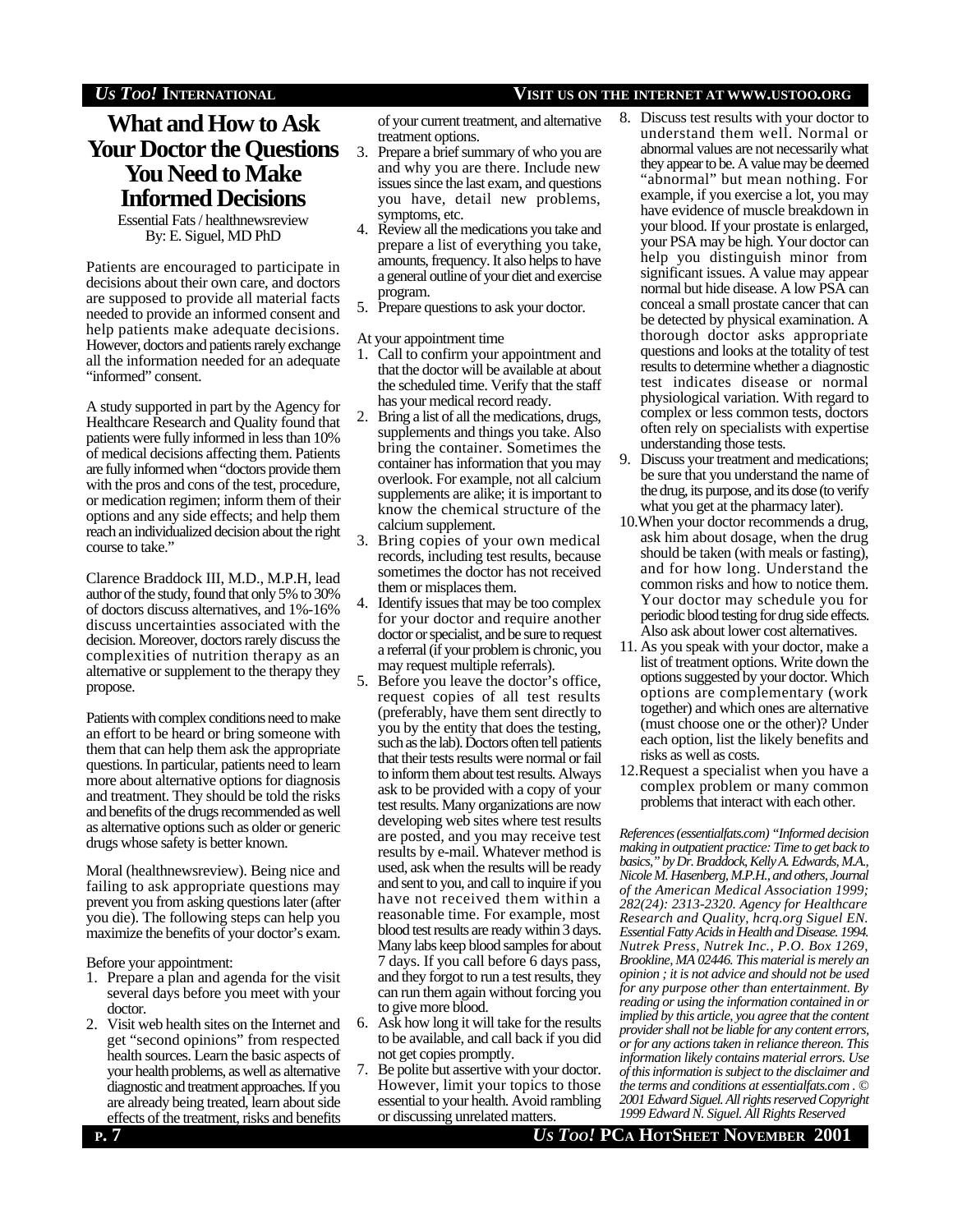# What and How to Ask Your Doctor the Questions You Need to Make Informed Decisions

Essential Fats / healthnewsreview
By: E. Siguel, MD PhD

Patients are encouraged to participate in decisions about their own care, and doctors are supposed to provide all material facts needed to provide an informed consent and help patients make adequate decisions. However, doctors and patients rarely exchange all the information needed for an adequate "informed" consent.

A study supported in part by the Agency for Healthcare Research and Quality found that patients were fully informed in less than 10% of medical decisions affecting them. Patients are fully informed when "doctors provide them with the pros and cons of the test, procedure, or medication regimen; inform them of their options and any side effects; and help them reach an individualized decision about the right course to take."

Clarence Braddock III, M.D., M.P.H, lead author of the study, found that only 5% to 30% of doctors discuss alternatives, and 1%-16% discuss uncertainties associated with the decision. Moreover, doctors rarely discuss the complexities of nutrition therapy as an alternative or supplement to the therapy they propose.

Patients with complex conditions need to make an effort to be heard or bring someone with them that can help them ask the appropriate questions. In particular, patients need to learn more about alternative options for diagnosis and treatment. They should be told the risks and benefits of the drugs recommended as well as alternative options such as older or generic drugs whose safety is better known.

Moral (healthnewsreview). Being nice and failing to ask appropriate questions may prevent you from asking questions later (after you die). The following steps can help you maximize the benefits of your doctor's exam.

Before your appointment:

1. Prepare a plan and agenda for the visit several days before you meet with your doctor.
2. Visit web health sites on the Internet and get "second opinions" from respected health sources. Learn the basic aspects of your health problems, as well as alternative diagnostic and treatment approaches. If you are already being treated, learn about side effects of the treatment, risks and benefits of your current treatment, and alternative treatment options.
3. Prepare a brief summary of who you are and why you are there. Include new issues since the last exam, and questions you have, detail new problems, symptoms, etc.
4. Review all the medications you take and prepare a list of everything you take, amounts, frequency. It also helps to have a general outline of your diet and exercise program.
5. Prepare questions to ask your doctor.

At your appointment time

1. Call to confirm your appointment and that the doctor will be available at about the scheduled time. Verify that the staff has your medical record ready.
2. Bring a list of all the medications, drugs, supplements and things you take. Also bring the container. Sometimes the container has information that you may overlook. For example, not all calcium supplements are alike; it is important to know the chemical structure of the calcium supplement.
3. Bring copies of your own medical records, including test results, because sometimes the doctor has not received them or misplaces them.
4. Identify issues that may be too complex for your doctor and require another doctor or specialist, and be sure to request a referral (if your problem is chronic, you may request multiple referrals).
5. Before you leave the doctor's office, request copies of all test results (preferably, have them sent directly to you by the entity that does the testing, such as the lab). Doctors often tell patients that their tests results were normal or fail to inform them about test results. Always ask to be provided with a copy of your test results. Many organizations are now developing web sites where test results are posted, and you may receive test results by e-mail. Whatever method is used, ask when the results will be ready and sent to you, and call to inquire if you have not received them within a reasonable time. For example, most blood test results are ready within 3 days. Many labs keep blood samples for about 7 days. If you call before 6 days pass, and they forgot to run a test results, they can run them again without forcing you to give more blood.
6. Ask how long it will take for the results to be available, and call back if you did not get copies promptly.
7. Be polite but assertive with your doctor. However, limit your topics to those essential to your health. Avoid rambling or discussing unrelated matters.
8. Discuss test results with your doctor to understand them well. Normal or abnormal values are not necessarily what they appear to be. A value may be deemed "abnormal" but mean nothing. For example, if you exercise a lot, you may have evidence of muscle breakdown in your blood. If your prostate is enlarged, your PSA may be high. Your doctor can help you distinguish minor from significant issues. A value may appear normal but hide disease. A low PSA can conceal a small prostate cancer that can be detected by physical examination. A thorough doctor asks appropriate questions and looks at the totality of test results to determine whether a diagnostic test indicates disease or normal physiological variation. With regard to complex or less common tests, doctors often rely on specialists with expertise understanding those tests.
9. Discuss your treatment and medications; be sure that you understand the name of the drug, its purpose, and its dose (to verify what you get at the pharmacy later).
10. When your doctor recommends a drug, ask him about dosage, when the drug should be taken (with meals or fasting), and for how long. Understand the common risks and how to notice them. Your doctor may schedule you for periodic blood testing for drug side effects. Also ask about lower cost alternatives.
11. As you speak with your doctor, make a list of treatment options. Write down the options suggested by your doctor. Which options are complementary (work together) and which ones are alternative (must choose one or the other)? Under each option, list the likely benefits and risks as well as costs.
12. Request a specialist when you have a complex problem or many common problems that interact with each other.

*References (essentialfats.com) "Informed decision making in outpatient practice: Time to get back to basics," by Dr. Braddock, Kelly A. Edwards, M.A., Nicole M. Hasenberg, M.P.H., and others, Journal of the American Medical Association 1999; 282(24): 2313-2320. Agency for Healthcare Research and Quality, hcrq.org Siguel EN. Essential Fatty Acids in Health and Disease. 1994. Nutrek Press, Nutrek Inc., P.O. Box 1269, Brookline, MA 02446. This material is merely an opinion ; it is not advice and should not be used for any purpose other than entertainment. By reading or using the information contained in or implied by this article, you agree that the content provider shall not be liable for any content errors, or for any actions taken in reliance thereon. This information likely contains material errors. Use of this information is subject to the disclaimer and the terms and conditions at essentialfats.com . © 2001 Edward Siguel. All rights reserved Copyright 1999 Edward N. Siguel. All Rights Reserved*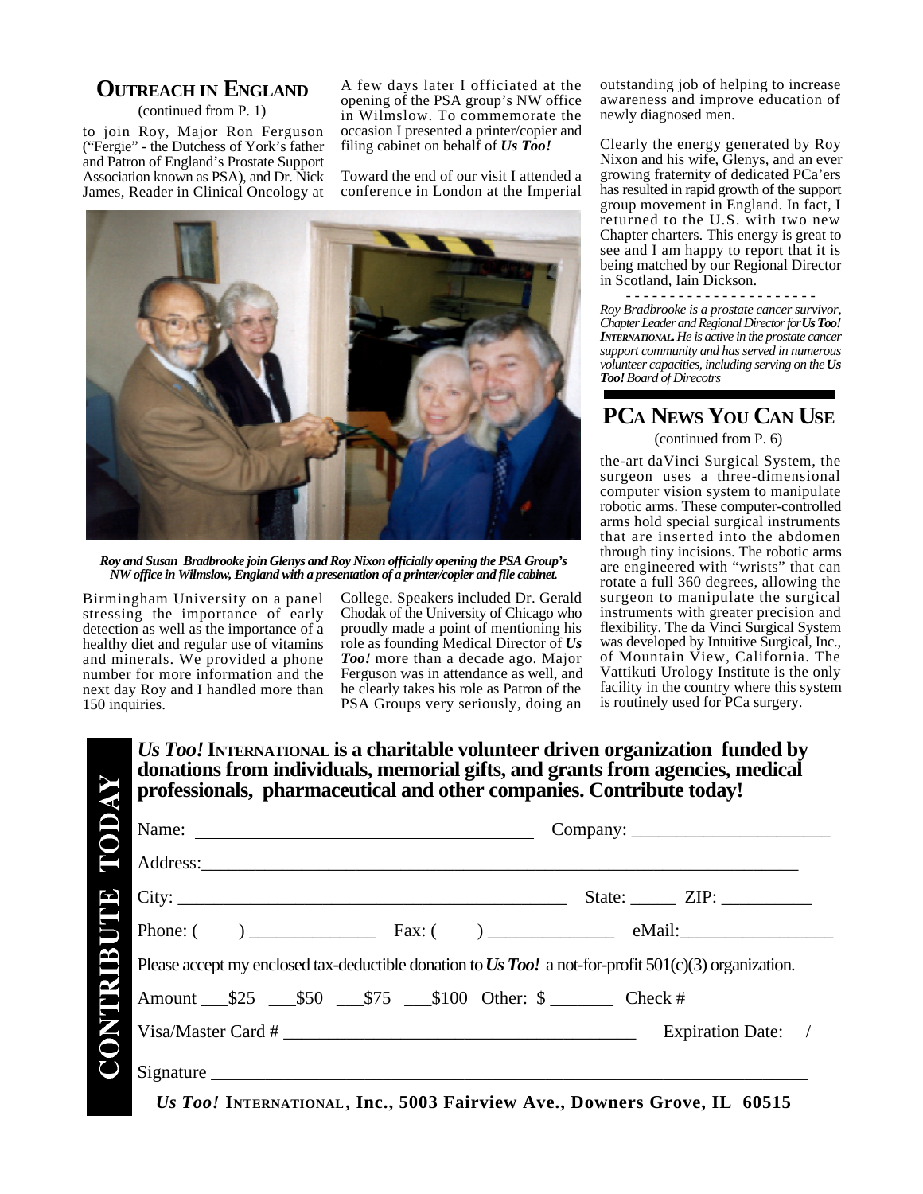## Outreach in England

(continued from P. 1)

to join Roy, Major Ron Ferguson ("Fergie" - the Dutchess of York's father and Patron of England's Prostate Support Association known as PSA), and Dr. Nick James, Reader in Clinical Oncology at Birmingham University on a panel stressing the importance of early detection as well as the importance of a healthy diet and regular use of vitamins and minerals. We provided a phone number for more information and the next day Roy and I handled more than 150 inquiries.

A few days later I officiated at the opening of the PSA group's NW office in Wilmslow. To commemorate the occasion I presented a printer/copier and filing cabinet on behalf of ***Us Too!***

Toward the end of our visit I attended a conference in London at the Imperial College. Speakers included Dr. Gerald Chodak of the University of Chicago who proudly made a point of mentioning his role as founding Medical Director of ***Us Too!*** more than a decade ago. Major Ferguson was in attendance as well, and he clearly takes his role as Patron of the PSA Groups very seriously, doing an outstanding job of helping to increase awareness and improve education of newly diagnosed men.

***Roy and Susan Bradbrooke join Glenys and Roy Nixon officially opening the PSA Group's NW office in Wilmslow, England with a presentation of a printer/copier and file cabinet.***

Clearly the energy generated by Roy Nixon and his wife, Glenys, and an ever growing fraternity of dedicated PCa'ers has resulted in rapid growth of the support group movement in England. In fact, I returned to the U.S. with two new Chapter charters. This energy is great to see and I am happy to report that it is being matched by our Regional Director in Scotland, Iain Dickson.

- - - - - - - - - - - - - - - - - - - - - -

*Roy Bradbrooke is a prostate cancer survivor, Chapter Leader and Regional Director for **Us Too! International.** He is active in the prostate cancer support community and has served in numerous volunteer capacities, including serving on the **Us Too!** Board of Direcotrs*

## PCa News You Can Use

(continued from P. 6)

the-art daVinci Surgical System, the surgeon uses a three-dimensional computer vision system to manipulate robotic arms. These computer-controlled arms hold special surgical instruments that are inserted into the abdomen through tiny incisions. The robotic arms are engineered with "wrists" that can rotate a full 360 degrees, allowing the surgeon to manipulate the surgical instruments with greater precision and flexibility. The da Vinci Surgical System was developed by Intuitive Surgical, Inc., of Mountain View, California. The Vattikuti Urology Institute is the only facility in the country where this system is routinely used for PCa surgery.

## Contribute Today

***Us Too!* International is a charitable volunteer driven organization funded by donations from individuals, memorial gifts, and grants from agencies, medical professionals, pharmaceutical and other companies. Contribute today!**

Name: ____________________ Company: ____________________

Address: ____________________

City: ____________________ State: _____ ZIP: __________

Phone: ( ) ____________ Fax: ( ) ____________ eMail: ____________

Please accept my enclosed tax-deductible donation to ***Us Too!*** a not-for-profit 501(c)(3) organization.

Amount ___$25 ___$50 ___$75 ___$100 Other: $ _______ Check #

Visa/Master Card # ____________________ Expiration Date: /

Signature ____________________

***Us Too!* International, Inc., 5003 Fairview Ave., Downers Grove, IL 60515**